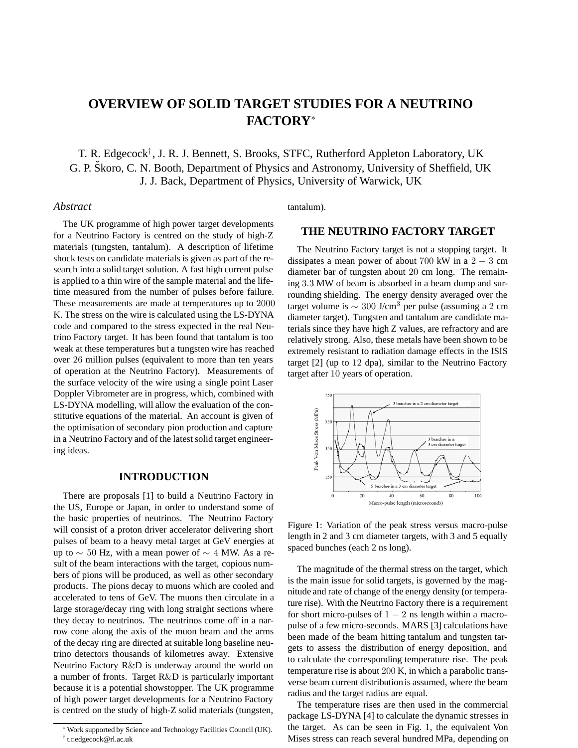# OVERVIEW OF SOLID TARGET STUDIES FOR A NEUTRINO FACTORY*

T. R. Edgecock†, J. R. J. Bennett, S. Brooks, STFC, Rutherford Appleton Laboratory, UK
G. P. Škoro, C. N. Booth, Department of Physics and Astronomy, University of Sheffield, UK
J. J. Back, Department of Physics, University of Warwick, UK

## *Abstract*

The UK programme of high power target developments for a Neutrino Factory is centred on the study of high-Z materials (tungsten, tantalum). A description of lifetime shock tests on candidate materials is given as part of the research into a solid target solution. A fast high current pulse is applied to a thin wire of the sample material and the lifetime measured from the number of pulses before failure. These measurements are made at temperatures up to $2000$ K. The stress on the wire is calculated using the LS-DYNA code and compared to the stress expected in the real Neutrino Factory target. It has been found that tantalum is too weak at these temperatures but a tungsten wire has reached over $26$ million pulses (equivalent to more than ten years of operation at the Neutrino Factory). Measurements of the surface velocity of the wire using a single point Laser Doppler Vibrometer are in progress, which, combined with LS-DYNA modelling, will allow the evaluation of the constitutive equations of the material. An account is given of the optimisation of secondary pion production and capture in a Neutrino Factory and of the latest solid target engineering ideas.

## INTRODUCTION

There are proposals [1] to build a Neutrino Factory in the US, Europe or Japan, in order to understand some of the basic properties of neutrinos. The Neutrino Factory will consist of a proton driver accelerator delivering short pulses of beam to a heavy metal target at GeV energies at up to $\sim 50$ Hz, with a mean power of $\sim 4$ MW. As a result of the beam interactions with the target, copious numbers of pions will be produced, as well as other secondary products. The pions decay to muons which are cooled and accelerated to tens of GeV. The muons then circulate in a large storage/decay ring with long straight sections where they decay to neutrinos. The neutrinos come off in a narrow cone along the axis of the muon beam and the arms of the decay ring are directed at suitable long baseline neutrino detectors thousands of kilometres away. Extensive Neutrino Factory R&D is underway around the world on a number of fronts. Target R&D is particularly important because it is a potential showstopper. The UK programme of high power target developments for a Neutrino Factory is centred on the study of high-Z solid materials (tungsten, tantalum).

## THE NEUTRINO FACTORY TARGET

The Neutrino Factory target is not a stopping target. It dissipates a mean power of about $700$ kW in a $2 - 3$ cm diameter bar of tungsten about $20$ cm long. The remaining $3.3$ MW of beam is absorbed in a beam dump and surrounding shielding. The energy density averaged over the target volume is $\sim 300$ J/cm$^3$ per pulse (assuming a $2$ cm diameter target). Tungsten and tantalum are candidate materials since they have high Z values, are refractory and are relatively strong. Also, these metals have been shown to be extremely resistant to radiation damage effects in the ISIS target [2] (up to $12$ dpa), similar to the Neutrino Factory target after $10$ years of operation.

Figure 1: Variation of the peak stress versus macro-pulse length in 2 and 3 cm diameter targets, with 3 and 5 equally spaced bunches (each 2 ns long).

The magnitude of the thermal stress on the target, which is the main issue for solid targets, is governed by the magnitude and rate of change of the energy density (or temperature rise). With the Neutrino Factory there is a requirement for short micro-pulses of $1 - 2$ ns length within a macro-pulse of a few micro-seconds. MARS [3] calculations have been made of the beam hitting tantalum and tungsten targets to assess the distribution of energy deposition, and to calculate the corresponding temperature rise. The peak temperature rise is about $200$ K, in which a parabolic transverse beam current distribution is assumed, where the beam radius and the target radius are equal.

The temperature rises are then used in the commercial package LS-DYNA [4] to calculate the dynamic stresses in the target. As can be seen in Fig. 1, the equivalent Von Mises stress can reach several hundred MPa, depending on

* Work supported by Science and Technology Facilities Council (UK).
† t.r.edgecock@rl.ac.uk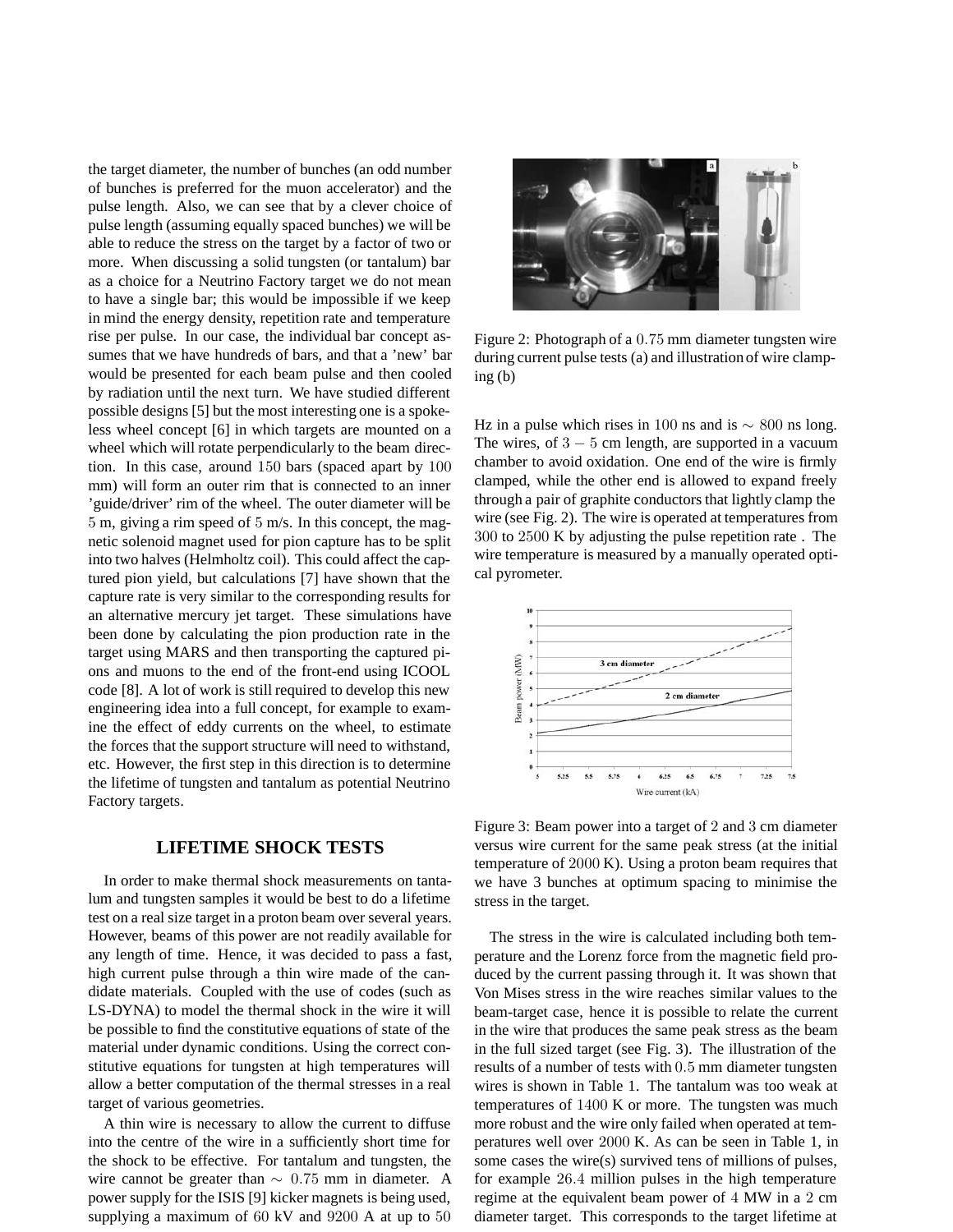the target diameter, the number of bunches (an odd number of bunches is preferred for the muon accelerator) and the pulse length. Also, we can see that by a clever choice of pulse length (assuming equally spaced bunches) we will be able to reduce the stress on the target by a factor of two or more. When discussing a solid tungsten (or tantalum) bar as a choice for a Neutrino Factory target we do not mean to have a single bar; this would be impossible if we keep in mind the energy density, repetition rate and temperature rise per pulse. In our case, the individual bar concept assumes that we have hundreds of bars, and that a 'new' bar would be presented for each beam pulse and then cooled by radiation until the next turn. We have studied different possible designs [5] but the most interesting one is a spokeless wheel concept [6] in which targets are mounted on a wheel which will rotate perpendicularly to the beam direction. In this case, around 150 bars (spaced apart by 100 mm) will form an outer rim that is connected to an inner 'guide/driver' rim of the wheel. The outer diameter will be 5 m, giving a rim speed of 5 m/s. In this concept, the magnetic solenoid magnet used for pion capture has to be split into two halves (Helmholtz coil). This could affect the captured pion yield, but calculations [7] have shown that the capture rate is very similar to the corresponding results for an alternative mercury jet target. These simulations have been done by calculating the pion production rate in the target using MARS and then transporting the captured pions and muons to the end of the front-end using ICOOL code [8]. A lot of work is still required to develop this new engineering idea into a full concept, for example to examine the effect of eddy currents on the wheel, to estimate the forces that the support structure will need to withstand, etc. However, the first step in this direction is to determine the lifetime of tungsten and tantalum as potential Neutrino Factory targets.

## LIFETIME SHOCK TESTS

In order to make thermal shock measurements on tantalum and tungsten samples it would be best to do a lifetime test on a real size target in a proton beam over several years. However, beams of this power are not readily available for any length of time. Hence, it was decided to pass a fast, high current pulse through a thin wire made of the candidate materials. Coupled with the use of codes (such as LS-DYNA) to model the thermal shock in the wire it will be possible to find the constitutive equations of state of the material under dynamic conditions. Using the correct constitutive equations for tungsten at high temperatures will allow a better computation of the thermal stresses in a real target of various geometries.

A thin wire is necessary to allow the current to diffuse into the centre of the wire in a sufficiently short time for the shock to be effective. For tantalum and tungsten, the wire cannot be greater than $\sim 0.75$ mm in diameter. A power supply for the ISIS [9] kicker magnets is being used, supplying a maximum of 60 kV and 9200 A at up to 50 Hz in a pulse which rises in 100 ns and is $\sim 800$ ns long. The wires, of $3-5$ cm length, are supported in a vacuum chamber to avoid oxidation. One end of the wire is firmly clamped, while the other end is allowed to expand freely through a pair of graphite conductors that lightly clamp the wire (see Fig. 2). The wire is operated at temperatures from 300 to 2500 K by adjusting the pulse repetition rate . The wire temperature is measured by a manually operated optical pyrometer.

Figure 2: Photograph of a 0.75 mm diameter tungsten wire during current pulse tests (a) and illustration of wire clamping (b)

Figure 3: Beam power into a target of 2 and 3 cm diameter versus wire current for the same peak stress (at the initial temperature of 2000 K). Using a proton beam requires that we have 3 bunches at optimum spacing to minimise the stress in the target.

The stress in the wire is calculated including both temperature and the Lorenz force from the magnetic field produced by the current passing through it. It was shown that Von Mises stress in the wire reaches similar values to the beam-target case, hence it is possible to relate the current in the wire that produces the same peak stress as the beam in the full sized target (see Fig. 3). The illustration of the results of a number of tests with 0.5 mm diameter tungsten wires is shown in Table 1. The tantalum was too weak at temperatures of 1400 K or more. The tungsten was much more robust and the wire only failed when operated at temperatures well over 2000 K. As can be seen in Table 1, in some cases the wire(s) survived tens of millions of pulses, for example 26.4 million pulses in the high temperature regime at the equivalent beam power of 4 MW in a 2 cm diameter target. This corresponds to the target lifetime at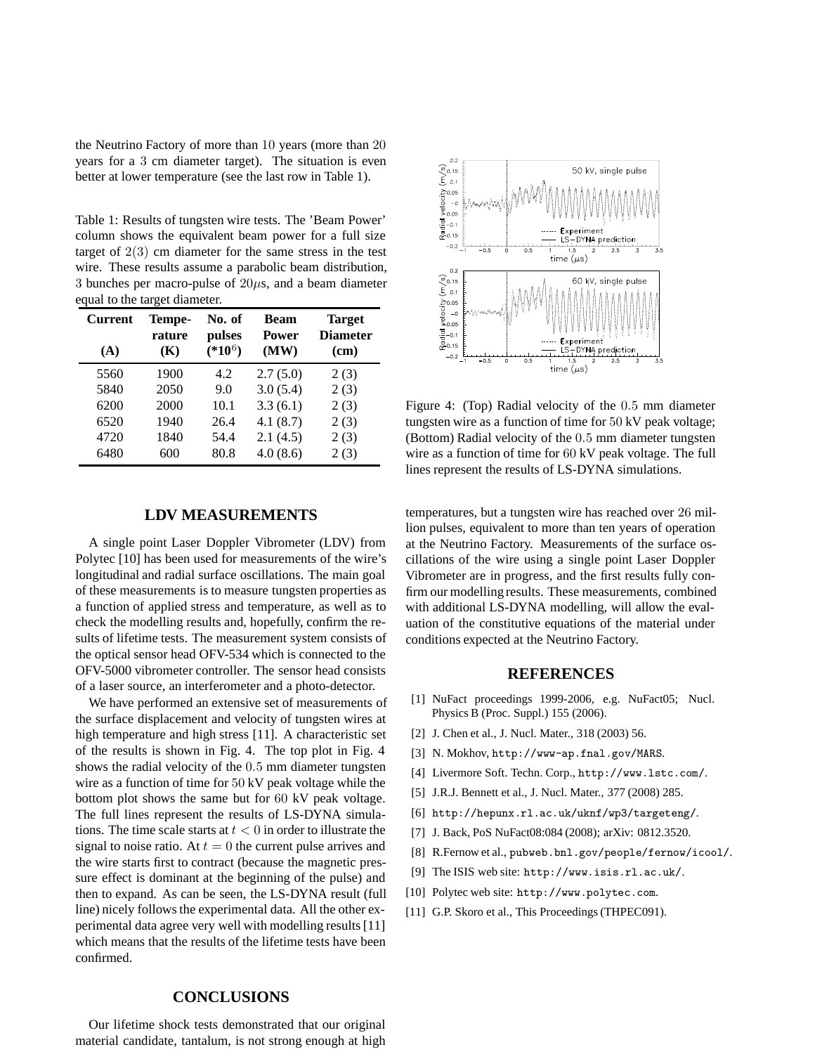the Neutrino Factory of more than 10 years (more than 20 years for a 3 cm diameter target). The situation is even better at lower temperature (see the last row in Table 1).

Table 1: Results of tungsten wire tests. The 'Beam Power' column shows the equivalent beam power for a full size target of $2(3)$ cm diameter for the same stress in the test wire. These results assume a parabolic beam distribution, 3 bunches per macro-pulse of $20\mu$s, and a beam diameter equal to the target diameter.

| Current (A) | Temperature (K) | No. of pulses ($*10^6$) | Beam Power (MW) | Target Diameter (cm) |
|---|---|---|---|---|
| 5560 | 1900 | 4.2 | 2.7 (5.0) | 2 (3) |
| 5840 | 2050 | 9.0 | 3.0 (5.4) | 2 (3) |
| 6200 | 2000 | 10.1 | 3.3 (6.1) | 2 (3) |
| 6520 | 1940 | 26.4 | 4.1 (8.7) | 2 (3) |
| 4720 | 1840 | 54.4 | 2.1 (4.5) | 2 (3) |
| 6480 | 600 | 80.8 | 4.0 (8.6) | 2 (3) |

## LDV MEASUREMENTS

A single point Laser Doppler Vibrometer (LDV) from Polytec [10] has been used for measurements of the wire's longitudinal and radial surface oscillations. The main goal of these measurements is to measure tungsten properties as a function of applied stress and temperature, as well as to check the modelling results and, hopefully, confirm the results of lifetime tests. The measurement system consists of the optical sensor head OFV-534 which is connected to the OFV-5000 vibrometer controller. The sensor head consists of a laser source, an interferometer and a photo-detector.

We have performed an extensive set of measurements of the surface displacement and velocity of tungsten wires at high temperature and high stress [11]. A characteristic set of the results is shown in Fig. 4. The top plot in Fig. 4 shows the radial velocity of the 0.5 mm diameter tungsten wire as a function of time for 50 kV peak voltage while the bottom plot shows the same but for 60 kV peak voltage. The full lines represent the results of LS-DYNA simulations. The time scale starts at $t < 0$ in order to illustrate the signal to noise ratio. At $t = 0$ the current pulse arrives and the wire starts first to contract (because the magnetic pressure effect is dominant at the beginning of the pulse) and then to expand. As can be seen, the LS-DYNA result (full line) nicely follows the experimental data. All the other experimental data agree very well with modelling results [11] which means that the results of the lifetime tests have been confirmed.

50 kV, single pulse
Radial velocity (m/s)
time ($\mu$s)
Experiment
LS−DYNA prediction

60 kV, single pulse
Radial velocity (m/s)
time ($\mu$s)
Experiment
LS−DYNA prediction

Figure 4: (Top) Radial velocity of the 0.5 mm diameter tungsten wire as a function of time for 50 kV peak voltage; (Bottom) Radial velocity of the 0.5 mm diameter tungsten wire as a function of time for 60 kV peak voltage. The full lines represent the results of LS-DYNA simulations.

## CONCLUSIONS

Our lifetime shock tests demonstrated that our original material candidate, tantalum, is not strong enough at high temperatures, but a tungsten wire has reached over 26 million pulses, equivalent to more than ten years of operation at the Neutrino Factory. Measurements of the surface oscillations of the wire using a single point Laser Doppler Vibrometer are in progress, and the first results fully confirm our modelling results. These measurements, combined with additional LS-DYNA modelling, will allow the evaluation of the constitutive equations of the material under conditions expected at the Neutrino Factory.

## REFERENCES

[1] NuFact proceedings 1999-2006, e.g. NuFact05; Nucl. Physics B (Proc. Suppl.) 155 (2006).

[2] J. Chen et al., J. Nucl. Mater., 318 (2003) 56.

[3] N. Mokhov, http://www-ap.fnal.gov/MARS.

[4] Livermore Soft. Techn. Corp., http://www.lstc.com/.

[5] J.R.J. Bennett et al., J. Nucl. Mater., 377 (2008) 285.

[6] http://hepunx.rl.ac.uk/uknf/wp3/targeteng/.

[7] J. Back, PoS NuFact08:084 (2008); arXiv: 0812.3520.

[8] R.Fernow et al., pubweb.bnl.gov/people/fernow/icool/.

[9] The ISIS web site: http://www.isis.rl.ac.uk/.

[10] Polytec web site: http://www.polytec.com.

[11] G.P. Skoro et al., This Proceedings (THPEC091).